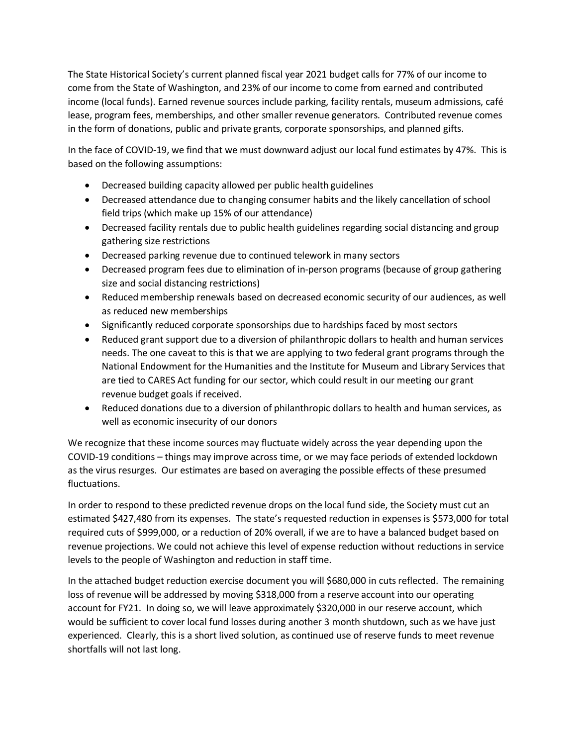The State Historical Society's current planned fiscal year 2021 budget calls for 77% of our income to come from the State of Washington, and 23% of our income to come from earned and contributed income (local funds). Earned revenue sources include parking, facility rentals, museum admissions, café lease, program fees, memberships, and other smaller revenue generators. Contributed revenue comes in the form of donations, public and private grants, corporate sponsorships, and planned gifts.

In the face of COVID-19, we find that we must downward adjust our local fund estimates by 47%. This is based on the following assumptions:

- Decreased building capacity allowed per public health guidelines
- Decreased attendance due to changing consumer habits and the likely cancellation of school field trips (which make up 15% of our attendance)
- Decreased facility rentals due to public health guidelines regarding social distancing and group gathering size restrictions
- Decreased parking revenue due to continued telework in many sectors
- Decreased program fees due to elimination of in-person programs (because of group gathering size and social distancing restrictions)
- Reduced membership renewals based on decreased economic security of our audiences, as well as reduced new memberships
- Significantly reduced corporate sponsorships due to hardships faced by most sectors
- Reduced grant support due to a diversion of philanthropic dollars to health and human services needs. The one caveat to this is that we are applying to two federal grant programs through the National Endowment for the Humanities and the Institute for Museum and Library Services that are tied to CARES Act funding for our sector, which could result in our meeting our grant revenue budget goals if received.
- Reduced donations due to a diversion of philanthropic dollars to health and human services, as well as economic insecurity of our donors

We recognize that these income sources may fluctuate widely across the year depending upon the COVID-19 conditions – things may improve across time, or we may face periods of extended lockdown as the virus resurges. Our estimates are based on averaging the possible effects of these presumed fluctuations.

In order to respond to these predicted revenue drops on the local fund side, the Society must cut an estimated $427,480 from its expenses. The state's requested reduction in expenses is $573,000 for total required cuts of $999,000, or a reduction of 20% overall, if we are to have a balanced budget based on revenue projections. We could not achieve this level of expense reduction without reductions in service levels to the people of Washington and reduction in staff time.

In the attached budget reduction exercise document you will $680,000 in cuts reflected. The remaining loss of revenue will be addressed by moving $318,000 from a reserve account into our operating account for FY21. In doing so, we will leave approximately $320,000 in our reserve account, which would be sufficient to cover local fund losses during another 3 month shutdown, such as we have just experienced. Clearly, this is a short lived solution, as continued use of reserve funds to meet revenue shortfalls will not last long.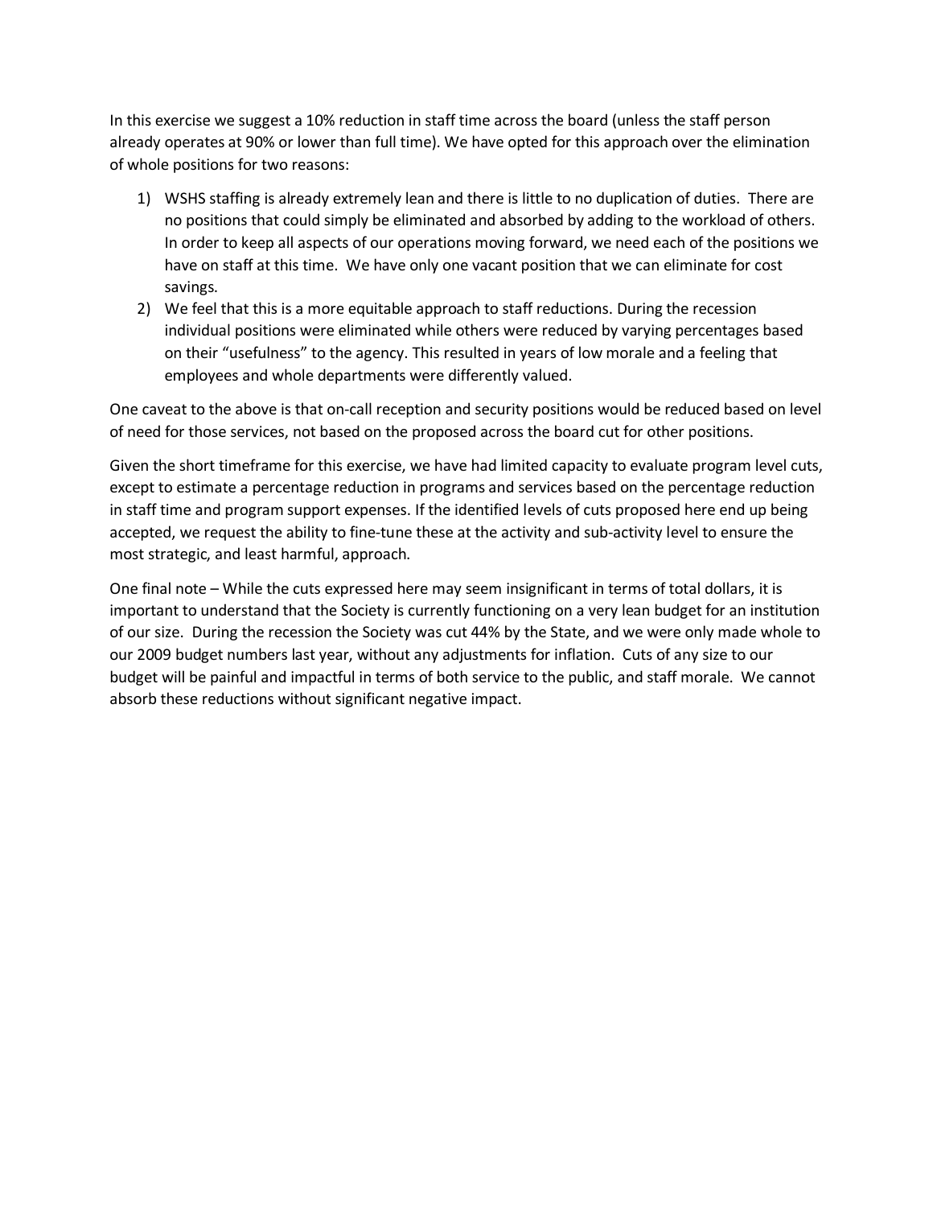In this exercise we suggest a 10% reduction in staff time across the board (unless the staff person already operates at 90% or lower than full time). We have opted for this approach over the elimination of whole positions for two reasons:

1) WSHS staffing is already extremely lean and there is little to no duplication of duties. There are no positions that could simply be eliminated and absorbed by adding to the workload of others. In order to keep all aspects of our operations moving forward, we need each of the positions we have on staff at this time. We have only one vacant position that we can eliminate for cost savings.
2) We feel that this is a more equitable approach to staff reductions. During the recession individual positions were eliminated while others were reduced by varying percentages based on their "usefulness" to the agency. This resulted in years of low morale and a feeling that employees and whole departments were differently valued.

One caveat to the above is that on-call reception and security positions would be reduced based on level of need for those services, not based on the proposed across the board cut for other positions.

Given the short timeframe for this exercise, we have had limited capacity to evaluate program level cuts, except to estimate a percentage reduction in programs and services based on the percentage reduction in staff time and program support expenses. If the identified levels of cuts proposed here end up being accepted, we request the ability to fine-tune these at the activity and sub-activity level to ensure the most strategic, and least harmful, approach.

One final note – While the cuts expressed here may seem insignificant in terms of total dollars, it is important to understand that the Society is currently functioning on a very lean budget for an institution of our size. During the recession the Society was cut 44% by the State, and we were only made whole to our 2009 budget numbers last year, without any adjustments for inflation. Cuts of any size to our budget will be painful and impactful in terms of both service to the public, and staff morale. We cannot absorb these reductions without significant negative impact.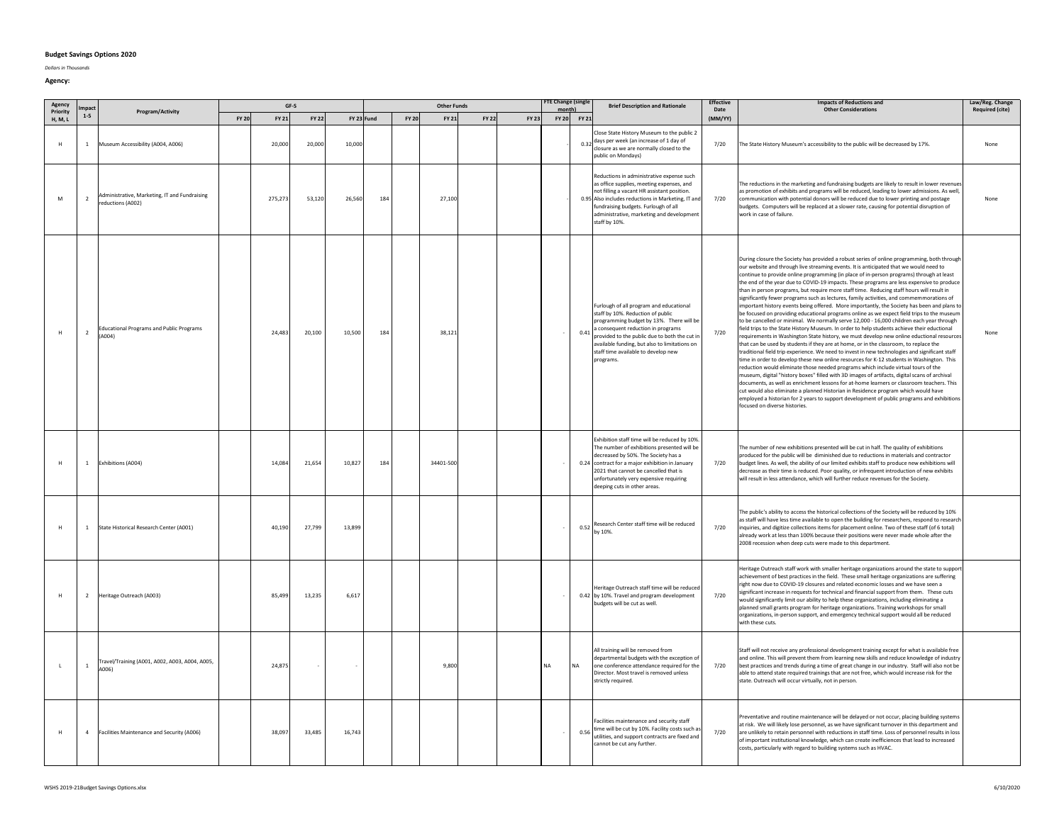**Budget Savings Options 2020**

*Dollars in Thousands*

**Agency:**

| Agency Priority H, M, L | Impact 1-5 | Program/Activity | GF-S | | | | Other Funds | | | | | FTE Change (single month) | | Brief Description and Rationale | Effective Date | Impacts of Reductions and Other Considerations | Law/Reg. Change Required (cite) |
|---|---|---|---|---|---|---|---|---|---|---|---|---|---|---|---|---|---|
| | | | FY 20 | FY 21 | FY 22 | FY 23 | Fund | FY 20 | FY 21 | FY 22 | FY 23 | FY 20 | FY 21 | | (MM/YY) | | |
| H | 1 | Museum Accessibility (A004, A006) | | 20,000 | 20,000 | 10,000 | | | | | | - | 0.32 | Close State History Museum to the public 2 days per week (an increase of 1 day of closure as we are normally closed to the public on Mondays) | 7/20 | The State History Museum's accessibility to the public will be decreased by 17%. | None |
| M | 2 | Administrative, Marketing, IT and Fundraising reductions (A002) | | 275,273 | 53,120 | 26,560 | 184 | | 27,100 | | | - | 0.95 | Reductions in administrative expense such as office supplies, meeting expenses, and not filling a vacant HR assistant position. Also includes reductions in Marketing, IT and fundraising budgets. Furlough of all administrative, marketing and development staff by 10%. | 7/20 | The reductions in the marketing and fundraising budgets are likely to result in lower revenues as promotion of exhibits and programs will be reduced, leading to lower admissions. As well, communication with potential donors will be reduced due to lower printing and postage budgets. Computers will be replaced at a slower rate, causing for potential disruption of work in case of failure. | None |
| H | 2 | Educational Programs and Public Programs (A004) | | 24,483 | 20,100 | 10,500 | 184 | | 38,121 | | | - | 0.41 | Furlough of all program and educational staff by 10%. Reduction of public programming budget by 13%. There will be a consequent reduction in programs provided to the public due to both the cut in available funding, but also to limitations on staff time available to develop new programs. | 7/20 | During closure the Society has provided a robust series of online programming, both through our website and through live streaming events. It is anticipated that we would need to continue to provide online programming (in place of in-person programs) through at least the end of the year due to COVID-19 impacts. These programs are less expensive to produce than in person programs, but require more staff time. Reducing staff hours will result in significantly fewer programs such as lectures, family activities, and commemmorations of important history events being offered. More importantly, the Society has been and plans to be focused on providing educational programs online as we expect field trips to the museum to be cancelled or minimal. We normally serve 12,000 - 16,000 children each year through field trips to the State History Museum. In order to help students achieve their eductional requirements in Washington State history, we must develop new online eductional resources that can be used by students if they are at home, or in the classroom, to replace the traditional field trip experience. We need to invest in new technologies and significant staff time in order to develop these new online resources for K-12 students in Washington. This reduction would eliminate those needed programs which include virtual tours of the museum, digital "history boxes" filled with 3D images of artifacts, digital scans of archival documents, as well as enrichment lessons for at-home learners or classroom teachers. This cut would also eliminate a planned Historian in Residence program which would have employed a historian for 2 years to support development of public programs and exhibitions focused on diverse histories. | None |
| H | 1 | Exhibitions (A004) | | 14,084 | 21,654 | 10,827 | 184 | | 34401-500 | | | - | 0.24 | Exhibition staff time will be reduced by 10%. The number of exhibitions presented will be decreased by 50%. The Society has a contract for a major exhibition in January 2021 that cannot be cancelled that is unfortunately very expensive requiring deeping cuts in other areas. | 7/20 | The number of new exhibitions presented will be cut in half. The quality of exhibitions produced for the public will be diminished due to reductions in materials and contractor budget lines. As well, the ability of our limited exhibits staff to produce new exhibitions will decrease as their time is reduced. Poor quality, or infrequent introduction of new exhibits will result in less attendance, which will further reduce revenues for the Society. | |
| H | 1 | State Historical Research Center (A001) | | 40,190 | 27,799 | 13,899 | | | | | | - | 0.52 | Research Center staff time will be reduced by 10%. | 7/20 | The public's ability to access the historical collections of the Society will be reduced by 10% as staff will have less time available to open the building for researchers, respond to research inquiries, and digitize collections items for placement online. Two of these staff (of 6 total) already work at less than 100% because their positions were never made whole after the 2008 recession when deep cuts were made to this department. | |
| H | 2 | Heritage Outreach (A003) | | 85,499 | 13,235 | 6,617 | | | | | | - | 0.42 | Heritage Outreach staff time will be reduced by 10%. Travel and program development budgets will be cut as well. | 7/20 | Heritage Outreach staff work with smaller heritage organizations around the state to support achievement of best practices in the field. These small heritage organizations are suffering right now due to COVID-19 closures and related economic losses and we have seen a significant increase in requests for technical and financial support from them. These cuts would significantly limit our ability to help these organizations, including eliminating a planned small grants program for heritage organizations. Training workshops for small organizations, in-person support, and emergency technical support would all be reduced with these cuts. | |
| L | 1 | Travel/Training (A001, A002, A003, A004, A005, A006) | | 24,875 | - | - | | | 9,800 | | | NA | NA | All training will be removed from departmental budgets with the exception of one conference attendance required for the Director. Most travel is removed unless strictly required. | 7/20 | Staff will not receive any professional development training except for what is available free and online. This will prevent them from learning new skills and reduce knowledge of industry best practices and trends during a time of great change in our industry. Staff will also not be able to attend state required trainings that are not free, which would increase risk for the state. Outreach will occur virtually, not in person. | |
| H | 4 | Facilities Maintenance and Security (A006) | | 38,097 | 33,485 | 16,743 | | | | | | - | 0.56 | Facilities maintenance and security staff time will be cut by 10%. Facility costs such as utilities, and support contracts are fixed and cannot be cut any further. | 7/20 | Preventative and routine maintenance will be delayed or not occur, placing building systems at risk. We will likely lose personnel, as we have significant turnover in this department and are unlikely to retain personnel with reductions in staff time. Loss of personnel results in loss of important institutional knowledge, which can create inefficiencies that lead to increased costs, particularly with regard to building systems such as HVAC. | |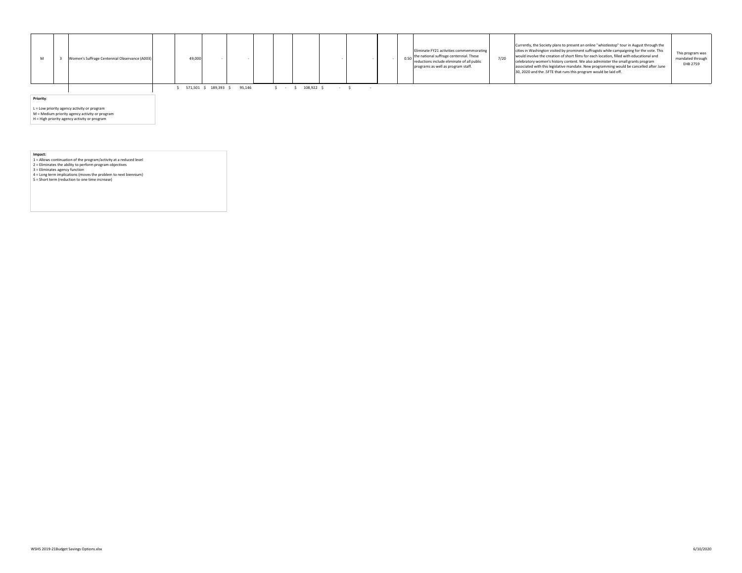| | | | | | | | | | | | | | | | | | |
|---|---|---|---|---|---|---|---|---|---|---|---|---|---|---|---|---|---|
| M | 3 | Women's Suffrage Centennial Observance (A003) | | 49,000 | - | - | | | | - | - | - | 0.50 | Eliminate FY21 activities commemmorating the national suffrage centennial. These reductions include eliminate of all public programs as well as program staff. | 7/20 | Currently, the Society plans to present an online "whistlestop" tour in August through the cities in Washington visited by prominent suffragists while campaigning for the vote. This would involve the creation of short films for each location, filled with educational and celebratory women's history content. We also administer the small grants program associated with this legislative mandate. New programming would be cancelled after June 30, 2020 and the .5FTE that runs this program would be laid off. | This program was mandated through EHB 2759 |
| | | | | $ 571,501 | $ 189,393 | $ 95,146 | | $ - | $ 108,922 | $ - | $ - | | | | | | |

**Priority**:

L = Low priority agency activity or program
M = Medium priority agency activity or program
H = High priority agency activity or program

**Impact:**

1 = Allows continuation of the program/activity at a reduced level
2 = Eliminates the ability to perform program objectives
3 = Eliminates agency function
4 = Long term implications (moves the problem to next biennium)
5 = Short term (reduction to one time increase)

WSHS 2019-21Budget Savings Options.xlsx

6/10/2020